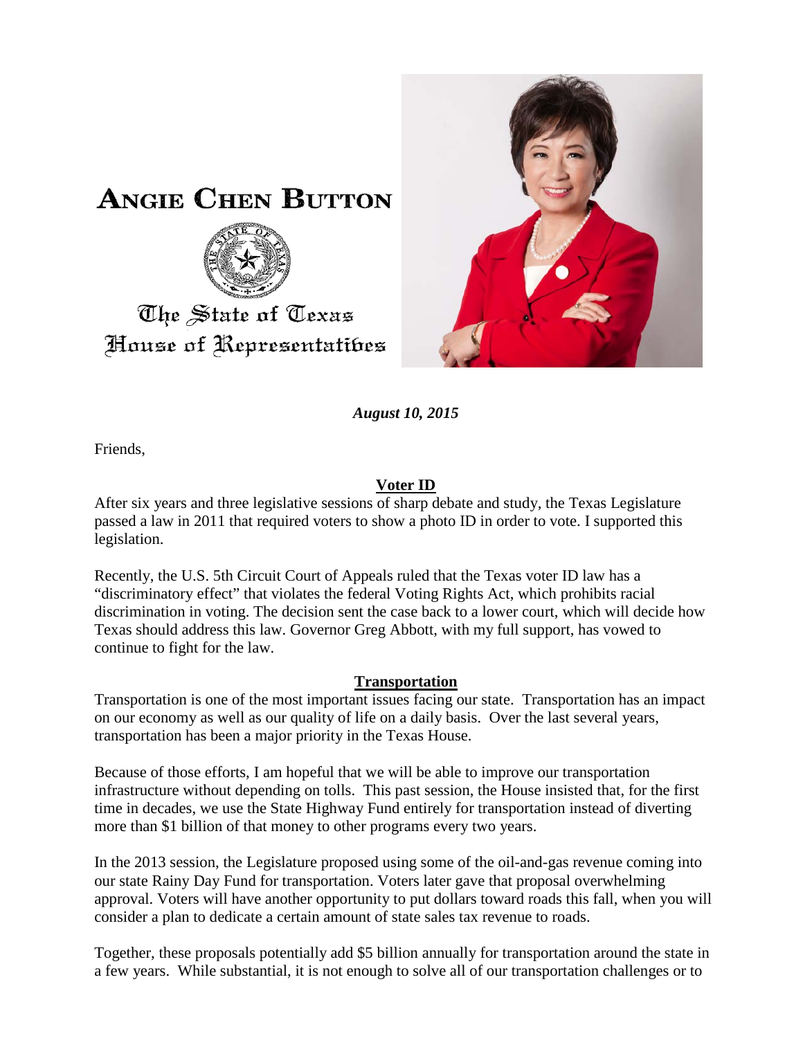# ANGIE CHEN BUTTON

The State of Texas
House of Representatives

***August 10, 2015***

Friends,

## Voter ID

After six years and three legislative sessions of sharp debate and study, the Texas Legislature passed a law in 2011 that required voters to show a photo ID in order to vote. I supported this legislation.

Recently, the U.S. 5th Circuit Court of Appeals ruled that the Texas voter ID law has a "discriminatory effect" that violates the federal Voting Rights Act, which prohibits racial discrimination in voting. The decision sent the case back to a lower court, which will decide how Texas should address this law. Governor Greg Abbott, with my full support, has vowed to continue to fight for the law.

## Transportation

Transportation is one of the most important issues facing our state. Transportation has an impact on our economy as well as our quality of life on a daily basis. Over the last several years, transportation has been a major priority in the Texas House.

Because of those efforts, I am hopeful that we will be able to improve our transportation infrastructure without depending on tolls. This past session, the House insisted that, for the first time in decades, we use the State Highway Fund entirely for transportation instead of diverting more than $1 billion of that money to other programs every two years.

In the 2013 session, the Legislature proposed using some of the oil-and-gas revenue coming into our state Rainy Day Fund for transportation. Voters later gave that proposal overwhelming approval. Voters will have another opportunity to put dollars toward roads this fall, when you will consider a plan to dedicate a certain amount of state sales tax revenue to roads.

Together, these proposals potentially add $5 billion annually for transportation around the state in a few years. While substantial, it is not enough to solve all of our transportation challenges or to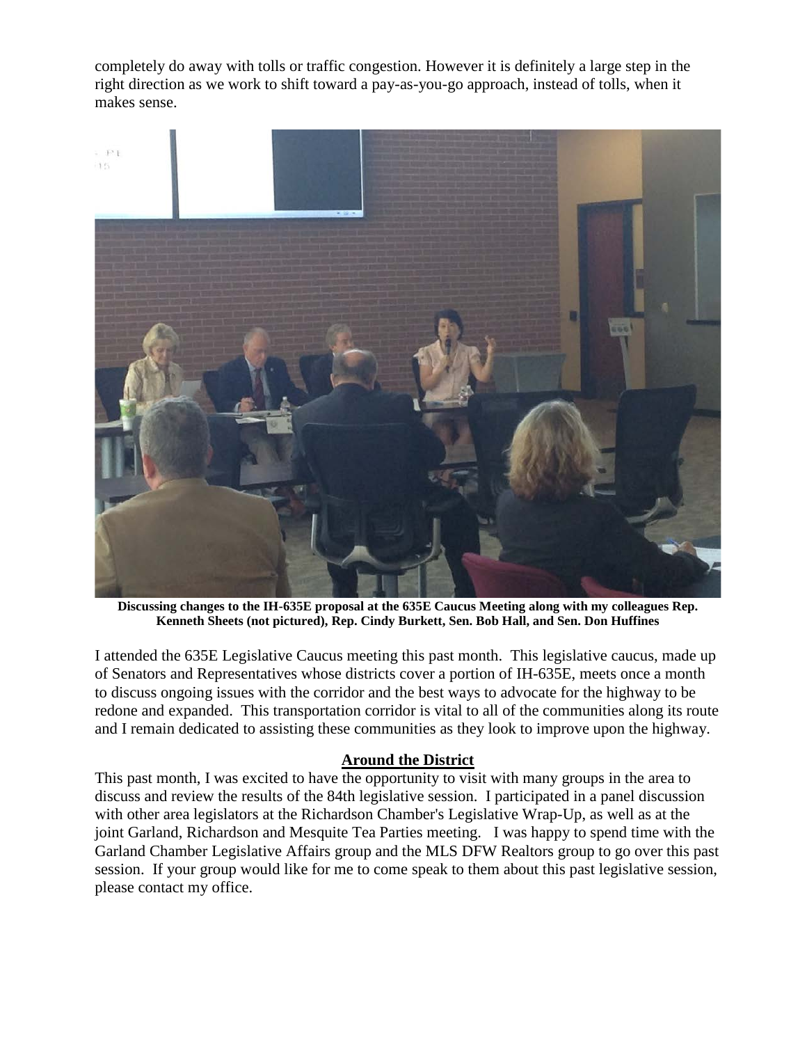completely do away with tolls or traffic congestion. However it is definitely a large step in the right direction as we work to shift toward a pay-as-you-go approach, instead of tolls, when it makes sense.

**Discussing changes to the IH-635E proposal at the 635E Caucus Meeting along with my colleagues Rep. Kenneth Sheets (not pictured), Rep. Cindy Burkett, Sen. Bob Hall, and Sen. Don Huffines**

I attended the 635E Legislative Caucus meeting this past month. This legislative caucus, made up of Senators and Representatives whose districts cover a portion of IH-635E, meets once a month to discuss ongoing issues with the corridor and the best ways to advocate for the highway to be redone and expanded. This transportation corridor is vital to all of the communities along its route and I remain dedicated to assisting these communities as they look to improve upon the highway.

## Around the District

This past month, I was excited to have the opportunity to visit with many groups in the area to discuss and review the results of the 84th legislative session. I participated in a panel discussion with other area legislators at the Richardson Chamber's Legislative Wrap-Up, as well as at the joint Garland, Richardson and Mesquite Tea Parties meeting. I was happy to spend time with the Garland Chamber Legislative Affairs group and the MLS DFW Realtors group to go over this past session. If your group would like for me to come speak to them about this past legislative session, please contact my office.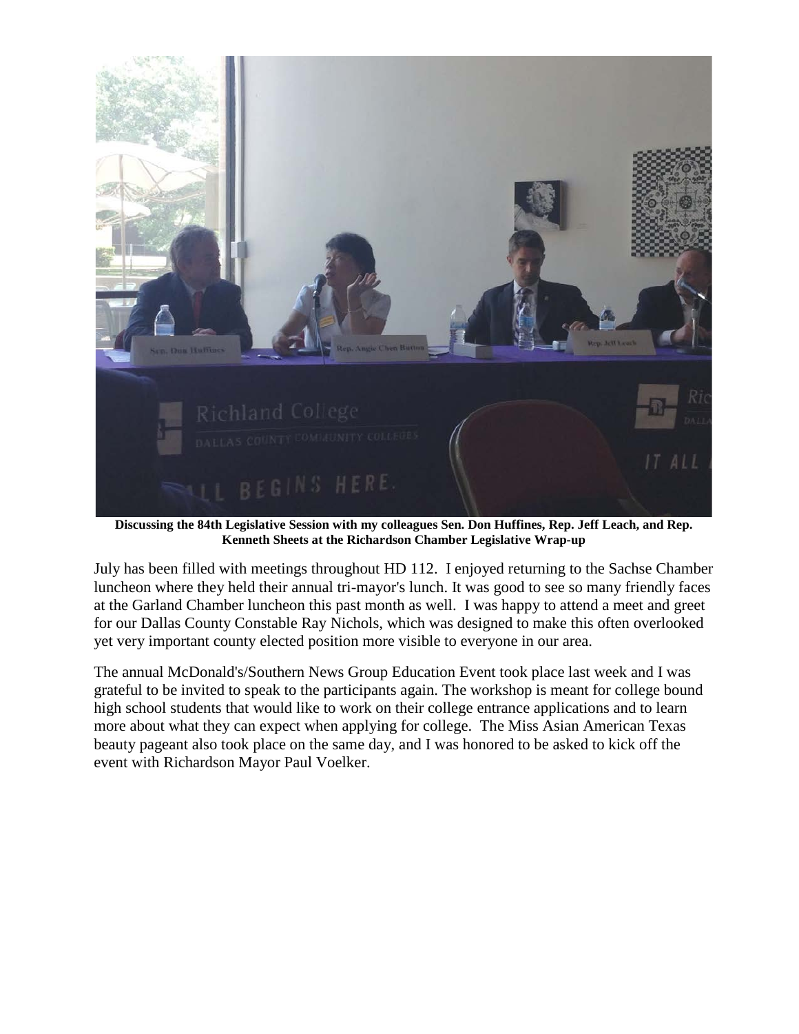**Discussing the 84th Legislative Session with my colleagues Sen. Don Huffines, Rep. Jeff Leach, and Rep. Kenneth Sheets at the Richardson Chamber Legislative Wrap-up**

July has been filled with meetings throughout HD 112. I enjoyed returning to the Sachse Chamber luncheon where they held their annual tri-mayor's lunch. It was good to see so many friendly faces at the Garland Chamber luncheon this past month as well. I was happy to attend a meet and greet for our Dallas County Constable Ray Nichols, which was designed to make this often overlooked yet very important county elected position more visible to everyone in our area.

The annual McDonald's/Southern News Group Education Event took place last week and I was grateful to be invited to speak to the participants again. The workshop is meant for college bound high school students that would like to work on their college entrance applications and to learn more about what they can expect when applying for college. The Miss Asian American Texas beauty pageant also took place on the same day, and I was honored to be asked to kick off the event with Richardson Mayor Paul Voelker.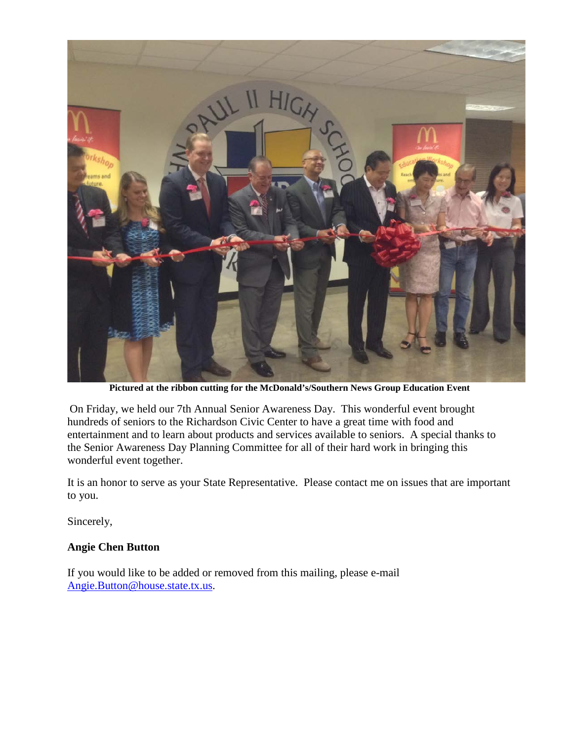**Pictured at the ribbon cutting for the McDonald's/Southern News Group Education Event**

On Friday, we held our 7th Annual Senior Awareness Day. This wonderful event brought hundreds of seniors to the Richardson Civic Center to have a great time with food and entertainment and to learn about products and services available to seniors. A special thanks to the Senior Awareness Day Planning Committee for all of their hard work in bringing this wonderful event together.

It is an honor to serve as your State Representative. Please contact me on issues that are important to you.

Sincerely,

**Angie Chen Button**

If you would like to be added or removed from this mailing, please e-mail Angie.Button@house.state.tx.us.